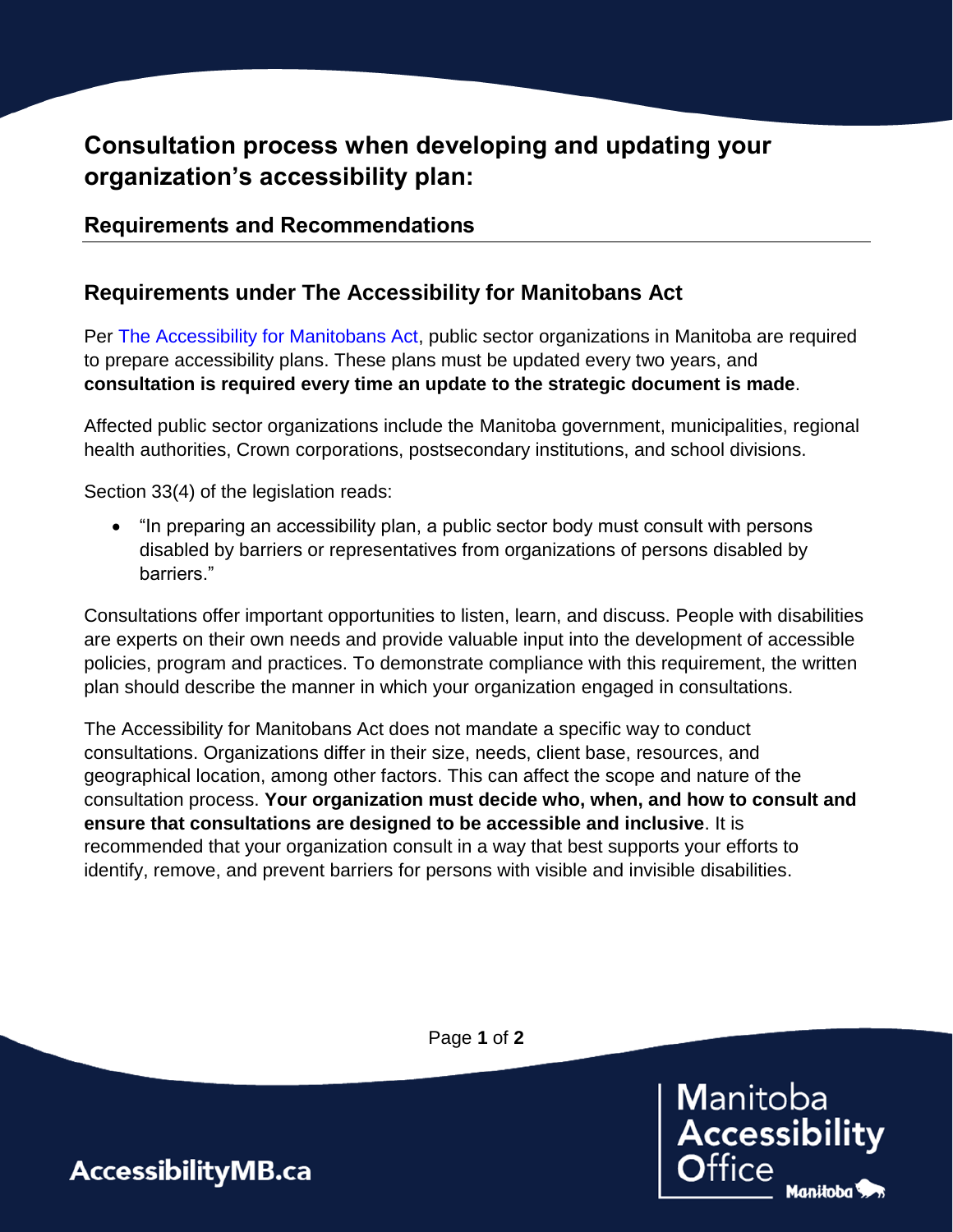# Consultation process when developing and updating your organization's accessibility plan:

## Requirements and Recommendations

## Requirements under The Accessibility for Manitobans Act

Per The Accessibility for Manitobans Act, public sector organizations in Manitoba are required to prepare accessibility plans. These plans must be updated every two years, and **consultation is required every time an update to the strategic document is made**.

Affected public sector organizations include the Manitoba government, municipalities, regional health authorities, Crown corporations, postsecondary institutions, and school divisions.

Section 33(4) of the legislation reads:

- "In preparing an accessibility plan, a public sector body must consult with persons disabled by barriers or representatives from organizations of persons disabled by barriers."

Consultations offer important opportunities to listen, learn, and discuss. People with disabilities are experts on their own needs and provide valuable input into the development of accessible policies, program and practices. To demonstrate compliance with this requirement, the written plan should describe the manner in which your organization engaged in consultations.

The Accessibility for Manitobans Act does not mandate a specific way to conduct consultations. Organizations differ in their size, needs, client base, resources, and geographical location, among other factors. This can affect the scope and nature of the consultation process. **Your organization must decide who, when, and how to consult and ensure that consultations are designed to be accessible and inclusive**. It is recommended that your organization consult in a way that best supports your efforts to identify, remove, and prevent barriers for persons with visible and invisible disabilities.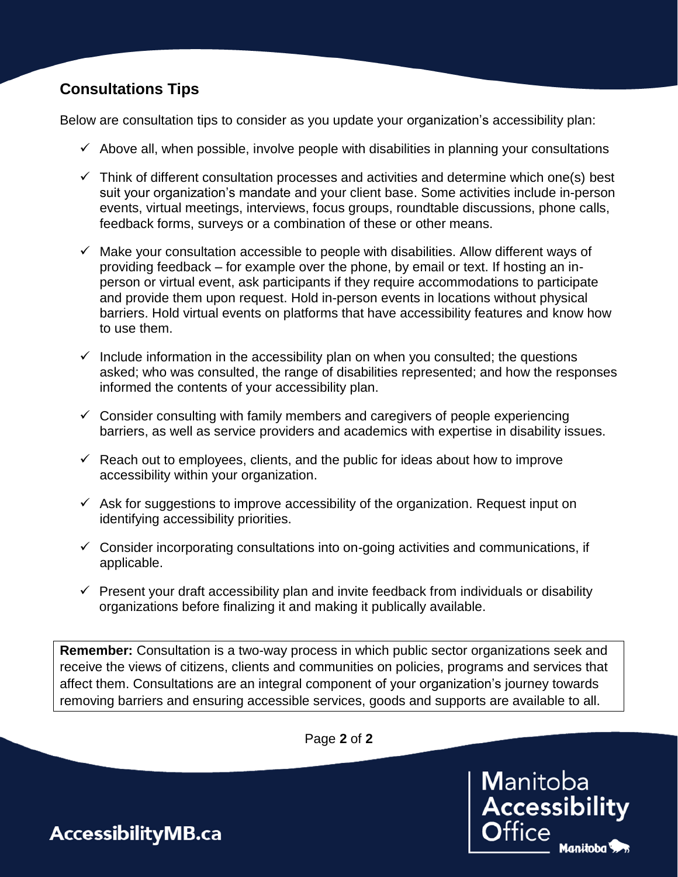## Consultations Tips

Below are consultation tips to consider as you update your organization's accessibility plan:

- ✓ Above all, when possible, involve people with disabilities in planning your consultations
- ✓ Think of different consultation processes and activities and determine which one(s) best suit your organization's mandate and your client base. Some activities include in-person events, virtual meetings, interviews, focus groups, roundtable discussions, phone calls, feedback forms, surveys or a combination of these or other means.
- ✓ Make your consultation accessible to people with disabilities. Allow different ways of providing feedback – for example over the phone, by email or text. If hosting an in-person or virtual event, ask participants if they require accommodations to participate and provide them upon request. Hold in-person events in locations without physical barriers. Hold virtual events on platforms that have accessibility features and know how to use them.
- ✓ Include information in the accessibility plan on when you consulted; the questions asked; who was consulted, the range of disabilities represented; and how the responses informed the contents of your accessibility plan.
- ✓ Consider consulting with family members and caregivers of people experiencing barriers, as well as service providers and academics with expertise in disability issues.
- ✓ Reach out to employees, clients, and the public for ideas about how to improve accessibility within your organization.
- ✓ Ask for suggestions to improve accessibility of the organization. Request input on identifying accessibility priorities.
- ✓ Consider incorporating consultations into on-going activities and communications, if applicable.
- ✓ Present your draft accessibility plan and invite feedback from individuals or disability organizations before finalizing it and making it publically available.

**Remember:** Consultation is a two-way process in which public sector organizations seek and receive the views of citizens, clients and communities on policies, programs and services that affect them. Consultations are an integral component of your organization's journey towards removing barriers and ensuring accessible services, goods and supports are available to all.

AccessibilityMB.ca

Manitoba Accessibility Office

Manitoba